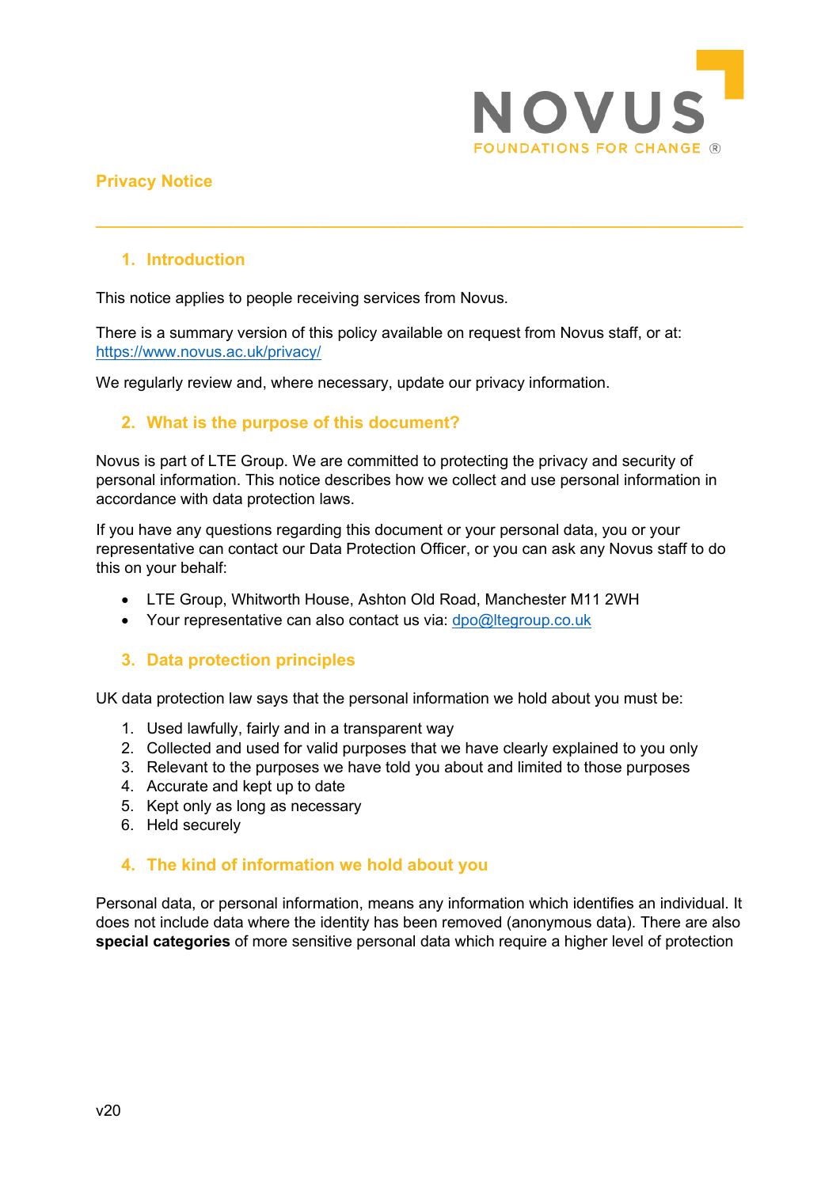NOVUS

FOUNDATIONS FOR CHANGE ®

# Privacy Notice

## 1. Introduction

This notice applies to people receiving services from Novus.

There is a summary version of this policy available on request from Novus staff, or at: https://www.novus.ac.uk/privacy/

We regularly review and, where necessary, update our privacy information.

## 2. What is the purpose of this document?

Novus is part of LTE Group. We are committed to protecting the privacy and security of personal information. This notice describes how we collect and use personal information in accordance with data protection laws.

If you have any questions regarding this document or your personal data, you or your representative can contact our Data Protection Officer, or you can ask any Novus staff to do this on your behalf:

- LTE Group, Whitworth House, Ashton Old Road, Manchester M11 2WH
- Your representative can also contact us via: dpo@ltegroup.co.uk

## 3. Data protection principles

UK data protection law says that the personal information we hold about you must be:

1. Used lawfully, fairly and in a transparent way
2. Collected and used for valid purposes that we have clearly explained to you only
3. Relevant to the purposes we have told you about and limited to those purposes
4. Accurate and kept up to date
5. Kept only as long as necessary
6. Held securely

## 4. The kind of information we hold about you

Personal data, or personal information, means any information which identifies an individual. It does not include data where the identity has been removed (anonymous data). There are also **special categories** of more sensitive personal data which require a higher level of protection

v20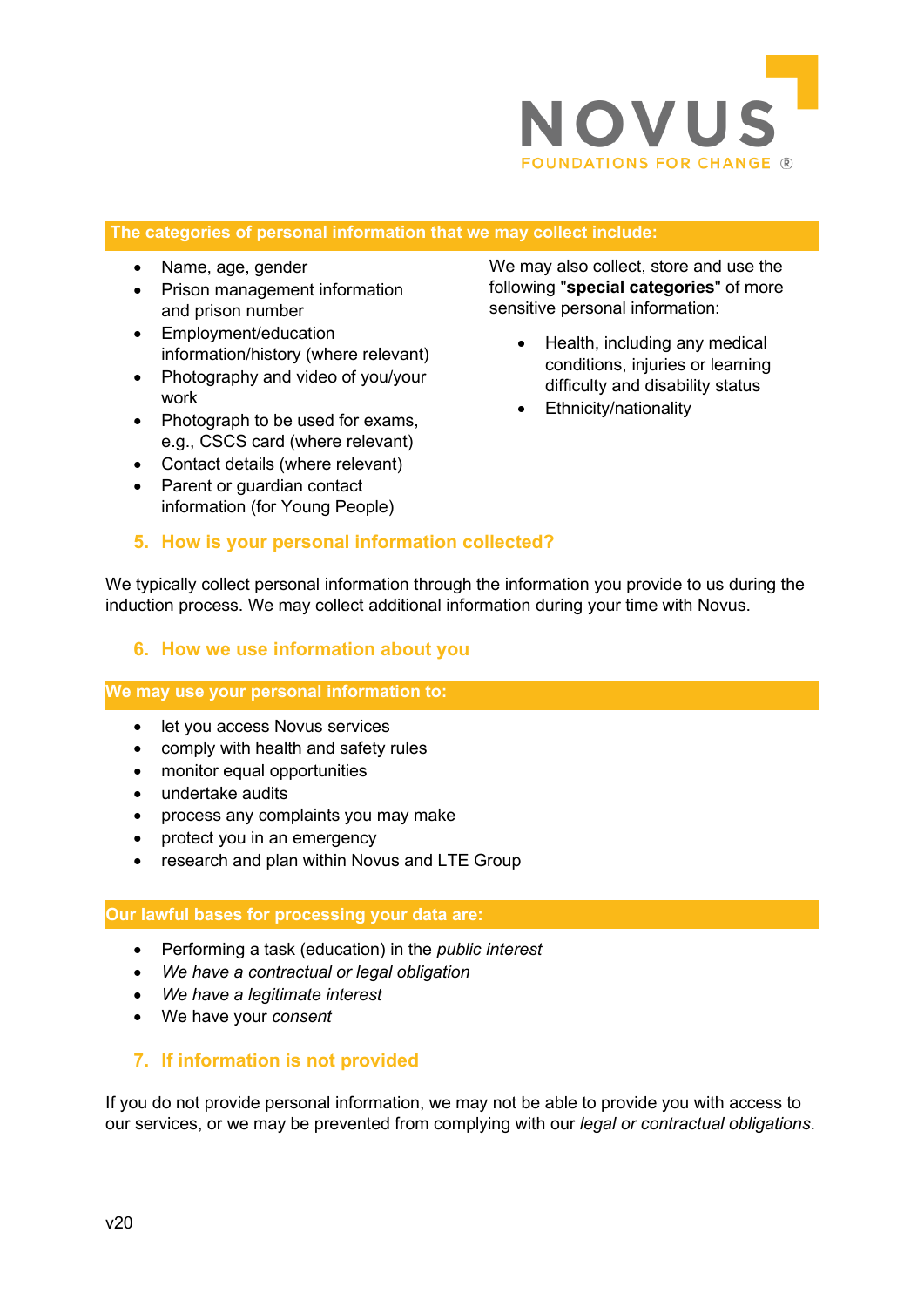**The categories of personal information that we may collect include:**

- Name, age, gender
- Prison management information and prison number
- Employment/education information/history (where relevant)
- Photography and video of you/your work
- Photograph to be used for exams, e.g., CSCS card (where relevant)
- Contact details (where relevant)
- Parent or guardian contact information (for Young People)

We may also collect, store and use the following "**special categories**" of more sensitive personal information:

- Health, including any medical conditions, injuries or learning difficulty and disability status
- Ethnicity/nationality

## 5. How is your personal information collected?

We typically collect personal information through the information you provide to us during the induction process. We may collect additional information during your time with Novus.

## 6. How we use information about you

**We may use your personal information to:**

- let you access Novus services
- comply with health and safety rules
- monitor equal opportunities
- undertake audits
- process any complaints you may make
- protect you in an emergency
- research and plan within Novus and LTE Group

**Our lawful bases for processing your data are:**

- Performing a task (education) in the *public interest*
- *We have a contractual or legal obligation*
- *We have a legitimate interest*
- We have your *consent*

## 7. If information is not provided

If you do not provide personal information, we may not be able to provide you with access to our services, or we may be prevented from complying with our *legal or contractual obligations*.

v20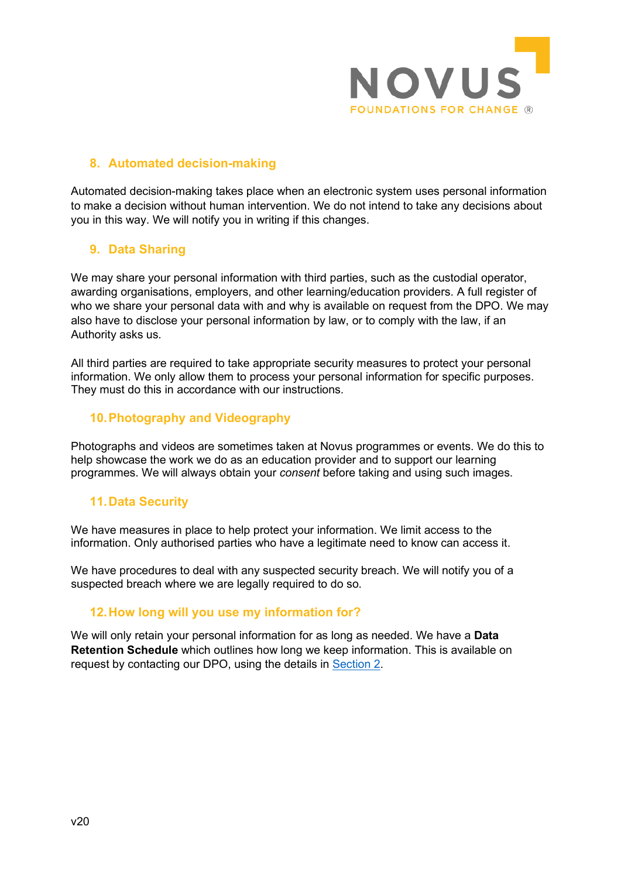## 8. Automated decision-making

Automated decision-making takes place when an electronic system uses personal information to make a decision without human intervention. We do not intend to take any decisions about you in this way. We will notify you in writing if this changes.

## 9. Data Sharing

We may share your personal information with third parties, such as the custodial operator, awarding organisations, employers, and other learning/education providers. A full register of who we share your personal data with and why is available on request from the DPO. We may also have to disclose your personal information by law, or to comply with the law, if an Authority asks us.

All third parties are required to take appropriate security measures to protect your personal information. We only allow them to process your personal information for specific purposes. They must do this in accordance with our instructions.

## 10. Photography and Videography

Photographs and videos are sometimes taken at Novus programmes or events. We do this to help showcase the work we do as an education provider and to support our learning programmes. We will always obtain your *consent* before taking and using such images.

## 11. Data Security

We have measures in place to help protect your information. We limit access to the information. Only authorised parties who have a legitimate need to know can access it.

We have procedures to deal with any suspected security breach. We will notify you of a suspected breach where we are legally required to do so.

## 12. How long will you use my information for?

We will only retain your personal information for as long as needed. We have a **Data Retention Schedule** which outlines how long we keep information. This is available on request by contacting our DPO, using the details in Section 2.

v20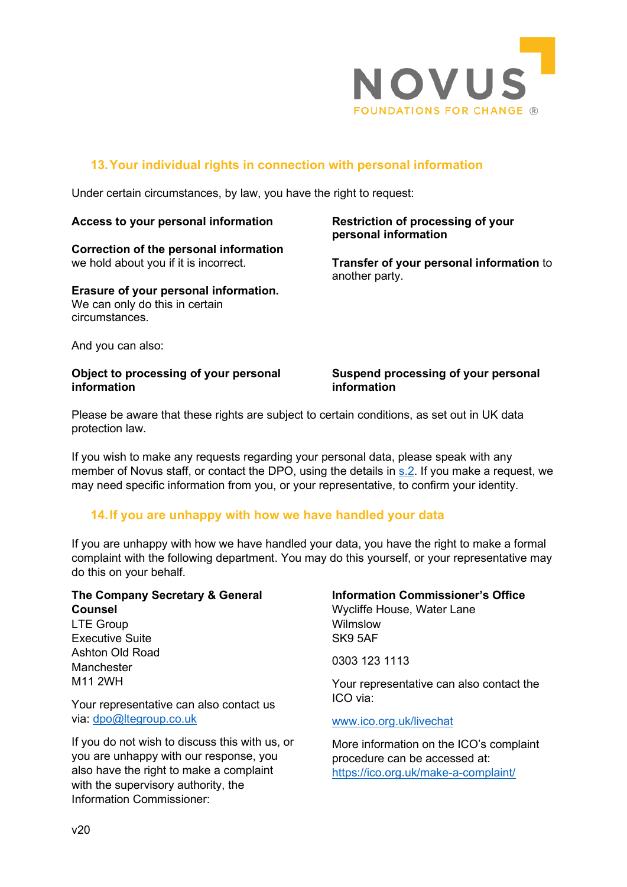## 13. Your individual rights in connection with personal information

Under certain circumstances, by law, you have the right to request:

**Access to your personal information**

**Correction of the personal information** we hold about you if it is incorrect.

**Erasure of your personal information.** We can only do this in certain circumstances.

**Restriction of processing of your personal information**

**Transfer of your personal information** to another party.

And you can also:

**Object to processing of your personal information**

**Suspend processing of your personal information**

Please be aware that these rights are subject to certain conditions, as set out in UK data protection law.

If you wish to make any requests regarding your personal data, please speak with any member of Novus staff, or contact the DPO, using the details in [s.2](). If you make a request, we may need specific information from you, or your representative, to confirm your identity.

## 14. If you are unhappy with how we have handled your data

If you are unhappy with how we have handled your data, you have the right to make a formal complaint with the following department. You may do this yourself, or your representative may do this on your behalf.

**The Company Secretary & General Counsel**
LTE Group
Executive Suite
Ashton Old Road
Manchester
M11 2WH

Your representative can also contact us via: [dpo@ltegroup.co.uk](mailto:dpo@ltegroup.co.uk)

If you do not wish to discuss this with us, or you are unhappy with our response, you also have the right to make a complaint with the supervisory authority, the Information Commissioner:

**Information Commissioner's Office**
Wycliffe House, Water Lane
Wilmslow
SK9 5AF

0303 123 1113

Your representative can also contact the ICO via:

[www.ico.org.uk/livechat](http://www.ico.org.uk/livechat)

More information on the ICO's complaint procedure can be accessed at: [https://ico.org.uk/make-a-complaint/](https://ico.org.uk/make-a-complaint/)

v20